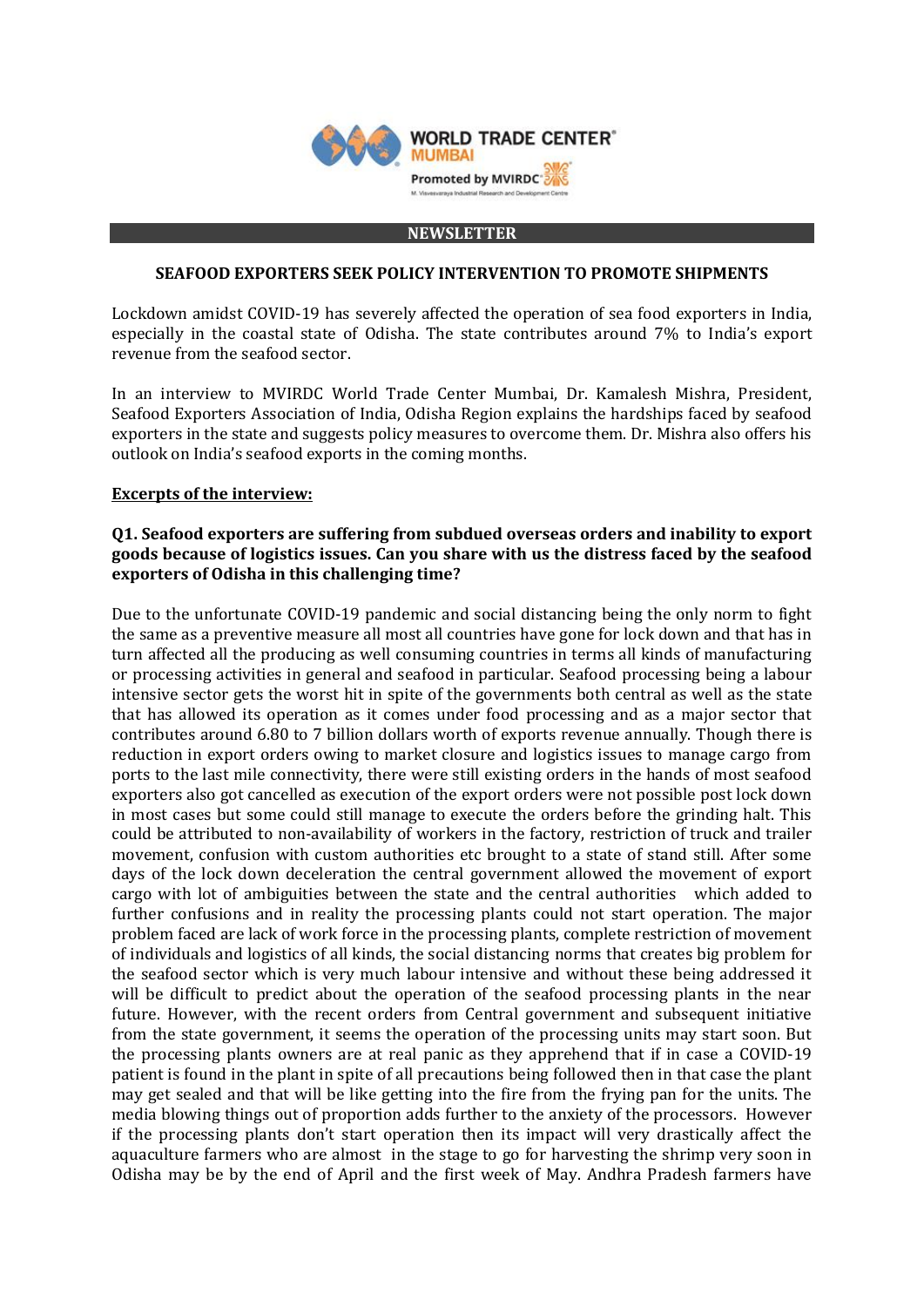WORLD TRADE CENTER® MUMBAI

Promoted by MVIRDC

M. Visvesvaraya Industrial Research and Development Centre

**NEWSLETTER**

## SEAFOOD EXPORTERS SEEK POLICY INTERVENTION TO PROMOTE SHIPMENTS

Lockdown amidst COVID-19 has severely affected the operation of sea food exporters in India, especially in the coastal state of Odisha. The state contributes around 7% to India's export revenue from the seafood sector.

In an interview to MVIRDC World Trade Center Mumbai, Dr. Kamalesh Mishra, President, Seafood Exporters Association of India, Odisha Region explains the hardships faced by seafood exporters in the state and suggests policy measures to overcome them. Dr. Mishra also offers his outlook on India's seafood exports in the coming months.

<u>**Excerpts of the interview:**</u>

### Q1. Seafood exporters are suffering from subdued overseas orders and inability to export goods because of logistics issues. Can you share with us the distress faced by the seafood exporters of Odisha in this challenging time?

Due to the unfortunate COVID-19 pandemic and social distancing being the only norm to fight the same as a preventive measure all most all countries have gone for lock down and that has in turn affected all the producing as well consuming countries in terms all kinds of manufacturing or processing activities in general and seafood in particular. Seafood processing being a labour intensive sector gets the worst hit in spite of the governments both central as well as the state that has allowed its operation as it comes under food processing and as a major sector that contributes around 6.80 to 7 billion dollars worth of exports revenue annually. Though there is reduction in export orders owing to market closure and logistics issues to manage cargo from ports to the last mile connectivity, there were still existing orders in the hands of most seafood exporters also got cancelled as execution of the export orders were not possible post lock down in most cases but some could still manage to execute the orders before the grinding halt. This could be attributed to non-availability of workers in the factory, restriction of truck and trailer movement, confusion with custom authorities etc brought to a state of stand still. After some days of the lock down deceleration the central government allowed the movement of export cargo with lot of ambiguities between the state and the central authorities which added to further confusions and in reality the processing plants could not start operation. The major problem faced are lack of work force in the processing plants, complete restriction of movement of individuals and logistics of all kinds, the social distancing norms that creates big problem for the seafood sector which is very much labour intensive and without these being addressed it will be difficult to predict about the operation of the seafood processing plants in the near future. However, with the recent orders from Central government and subsequent initiative from the state government, it seems the operation of the processing units may start soon. But the processing plants owners are at real panic as they apprehend that if in case a COVID-19 patient is found in the plant in spite of all precautions being followed then in that case the plant may get sealed and that will be like getting into the fire from the frying pan for the units. The media blowing things out of proportion adds further to the anxiety of the processors. However if the processing plants don't start operation then its impact will very drastically affect the aquaculture farmers who are almost in the stage to go for harvesting the shrimp very soon in Odisha may be by the end of April and the first week of May. Andhra Pradesh farmers have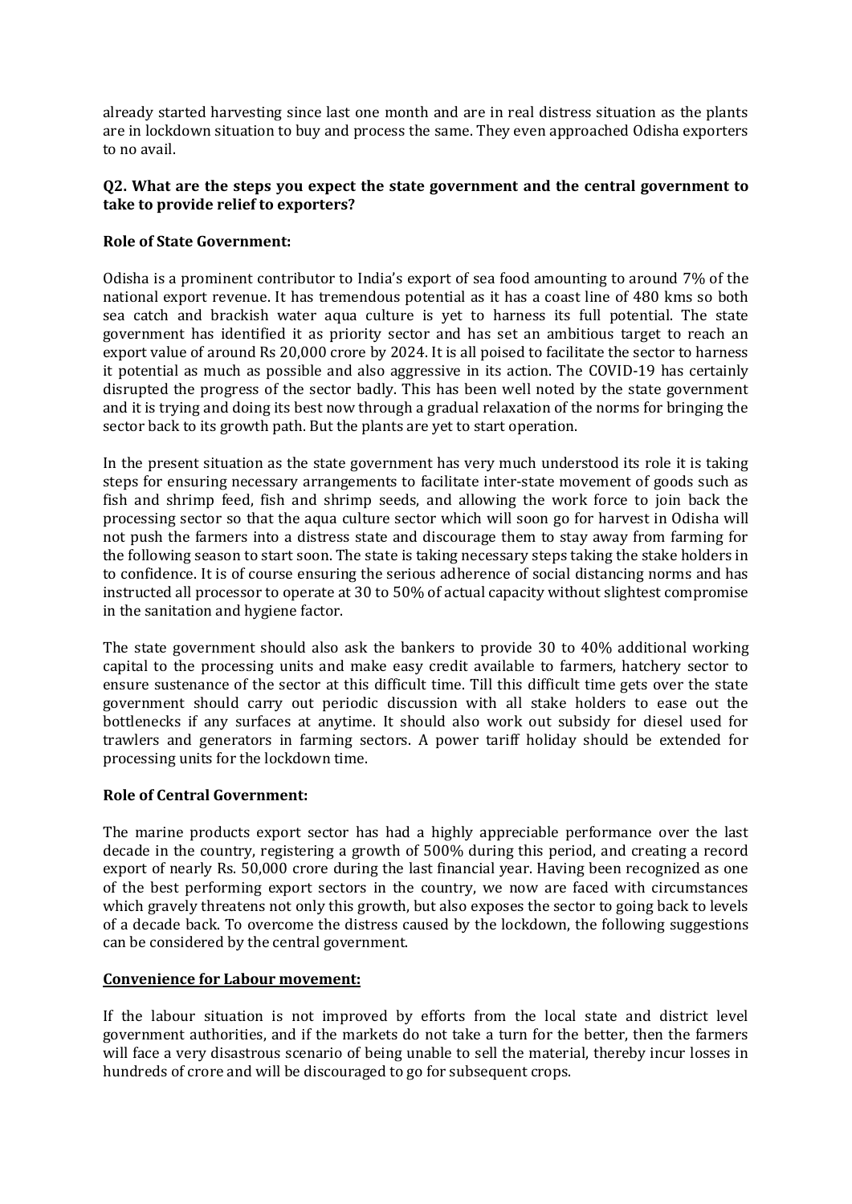already started harvesting since last one month and are in real distress situation as the plants are in lockdown situation to buy and process the same. They even approached Odisha exporters to no avail.

**Q2. What are the steps you expect the state government and the central government to take to provide relief to exporters?**

**Role of State Government:**

Odisha is a prominent contributor to India's export of sea food amounting to around 7% of the national export revenue. It has tremendous potential as it has a coast line of 480 kms so both sea catch and brackish water aqua culture is yet to harness its full potential. The state government has identified it as priority sector and has set an ambitious target to reach an export value of around Rs 20,000 crore by 2024. It is all poised to facilitate the sector to harness it potential as much as possible and also aggressive in its action. The COVID-19 has certainly disrupted the progress of the sector badly. This has been well noted by the state government and it is trying and doing its best now through a gradual relaxation of the norms for bringing the sector back to its growth path. But the plants are yet to start operation.

In the present situation as the state government has very much understood its role it is taking steps for ensuring necessary arrangements to facilitate inter-state movement of goods such as fish and shrimp feed, fish and shrimp seeds, and allowing the work force to join back the processing sector so that the aqua culture sector which will soon go for harvest in Odisha will not push the farmers into a distress state and discourage them to stay away from farming for the following season to start soon. The state is taking necessary steps taking the stake holders in to confidence. It is of course ensuring the serious adherence of social distancing norms and has instructed all processor to operate at 30 to 50% of actual capacity without slightest compromise in the sanitation and hygiene factor.

The state government should also ask the bankers to provide 30 to 40% additional working capital to the processing units and make easy credit available to farmers, hatchery sector to ensure sustenance of the sector at this difficult time. Till this difficult time gets over the state government should carry out periodic discussion with all stake holders to ease out the bottlenecks if any surfaces at anytime. It should also work out subsidy for diesel used for trawlers and generators in farming sectors. A power tariff holiday should be extended for processing units for the lockdown time.

**Role of Central Government:**

The marine products export sector has had a highly appreciable performance over the last decade in the country, registering a growth of 500% during this period, and creating a record export of nearly Rs. 50,000 crore during the last financial year. Having been recognized as one of the best performing export sectors in the country, we now are faced with circumstances which gravely threatens not only this growth, but also exposes the sector to going back to levels of a decade back. To overcome the distress caused by the lockdown, the following suggestions can be considered by the central government.

**Convenience for Labour movement:**

If the labour situation is not improved by efforts from the local state and district level government authorities, and if the markets do not take a turn for the better, then the farmers will face a very disastrous scenario of being unable to sell the material, thereby incur losses in hundreds of crore and will be discouraged to go for subsequent crops.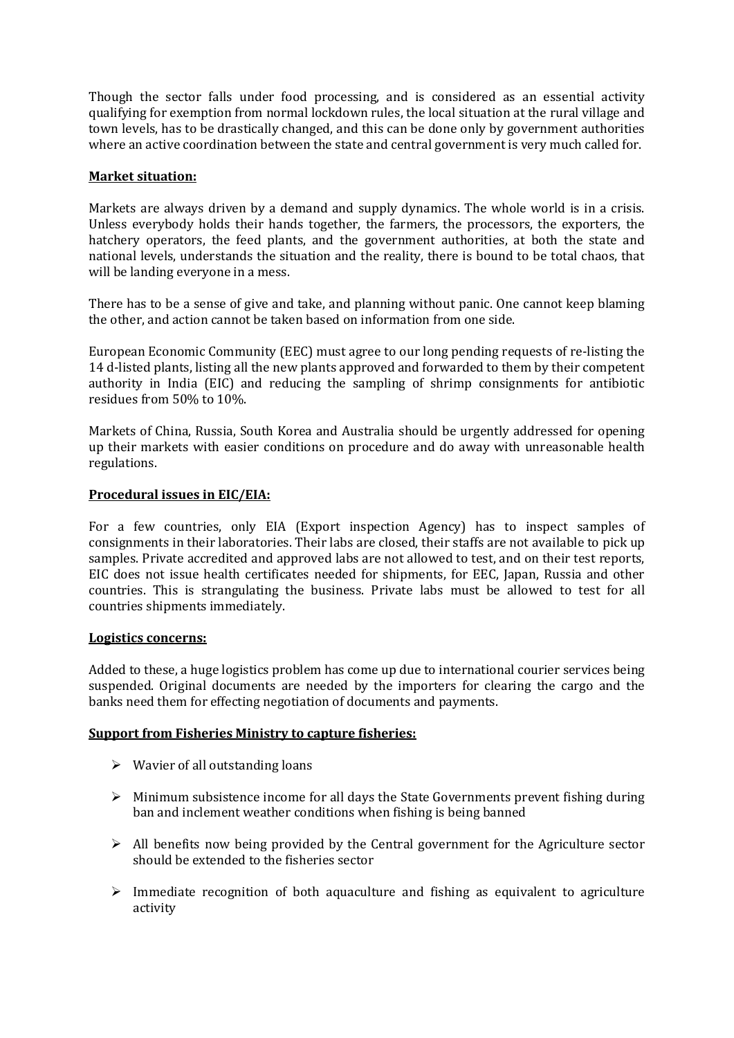Though the sector falls under food processing, and is considered as an essential activity qualifying for exemption from normal lockdown rules, the local situation at the rural village and town levels, has to be drastically changed, and this can be done only by government authorities where an active coordination between the state and central government is very much called for.

**Market situation:**

Markets are always driven by a demand and supply dynamics. The whole world is in a crisis. Unless everybody holds their hands together, the farmers, the processors, the exporters, the hatchery operators, the feed plants, and the government authorities, at both the state and national levels, understands the situation and the reality, there is bound to be total chaos, that will be landing everyone in a mess.

There has to be a sense of give and take, and planning without panic. One cannot keep blaming the other, and action cannot be taken based on information from one side.

European Economic Community (EEC) must agree to our long pending requests of re-listing the 14 d-listed plants, listing all the new plants approved and forwarded to them by their competent authority in India (EIC) and reducing the sampling of shrimp consignments for antibiotic residues from 50% to 10%.

Markets of China, Russia, South Korea and Australia should be urgently addressed for opening up their markets with easier conditions on procedure and do away with unreasonable health regulations.

**Procedural issues in EIC/EIA:**

For a few countries, only EIA (Export inspection Agency) has to inspect samples of consignments in their laboratories. Their labs are closed, their staffs are not available to pick up samples. Private accredited and approved labs are not allowed to test, and on their test reports, EIC does not issue health certificates needed for shipments, for EEC, Japan, Russia and other countries. This is strangulating the business. Private labs must be allowed to test for all countries shipments immediately.

**Logistics concerns:**

Added to these, a huge logistics problem has come up due to international courier services being suspended. Original documents are needed by the importers for clearing the cargo and the banks need them for effecting negotiation of documents and payments.

**Support from Fisheries Ministry to capture fisheries:**

- Wavier of all outstanding loans
- Minimum subsistence income for all days the State Governments prevent fishing during ban and inclement weather conditions when fishing is being banned
- All benefits now being provided by the Central government for the Agriculture sector should be extended to the fisheries sector
- Immediate recognition of both aquaculture and fishing as equivalent to agriculture activity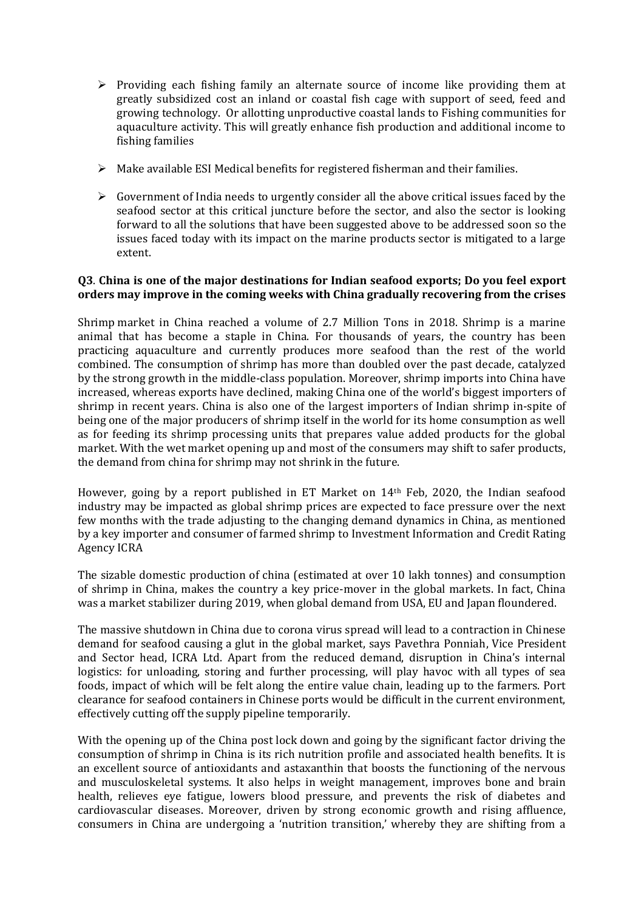- Providing each fishing family an alternate source of income like providing them at greatly subsidized cost an inland or coastal fish cage with support of seed, feed and growing technology. Or allotting unproductive coastal lands to Fishing communities for aquaculture activity. This will greatly enhance fish production and additional income to fishing families

- Make available ESI Medical benefits for registered fisherman and their families.

- Government of India needs to urgently consider all the above critical issues faced by the seafood sector at this critical juncture before the sector, and also the sector is looking forward to all the solutions that have been suggested above to be addressed soon so the issues faced today with its impact on the marine products sector is mitigated to a large extent.

**Q3**. **China is one of the major destinations for Indian seafood exports; Do you feel export orders may improve in the coming weeks with China gradually recovering from the crises**

Shrimp market in China reached a volume of 2.7 Million Tons in 2018. Shrimp is a marine animal that has become a staple in China. For thousands of years, the country has been practicing aquaculture and currently produces more seafood than the rest of the world combined. The consumption of shrimp has more than doubled over the past decade, catalyzed by the strong growth in the middle-class population. Moreover, shrimp imports into China have increased, whereas exports have declined, making China one of the world's biggest importers of shrimp in recent years. China is also one of the largest importers of Indian shrimp in-spite of being one of the major producers of shrimp itself in the world for its home consumption as well as for feeding its shrimp processing units that prepares value added products for the global market. With the wet market opening up and most of the consumers may shift to safer products, the demand from china for shrimp may not shrink in the future.

However, going by a report published in ET Market on 14th Feb, 2020, the Indian seafood industry may be impacted as global shrimp prices are expected to face pressure over the next few months with the trade adjusting to the changing demand dynamics in China, as mentioned by a key importer and consumer of farmed shrimp to Investment Information and Credit Rating Agency ICRA

The sizable domestic production of china (estimated at over 10 lakh tonnes) and consumption of shrimp in China, makes the country a key price-mover in the global markets. In fact, China was a market stabilizer during 2019, when global demand from USA, EU and Japan floundered.

The massive shutdown in China due to corona virus spread will lead to a contraction in Chinese demand for seafood causing a glut in the global market, says Pavethra Ponniah, Vice President and Sector head, ICRA Ltd. Apart from the reduced demand, disruption in China's internal logistics: for unloading, storing and further processing, will play havoc with all types of sea foods, impact of which will be felt along the entire value chain, leading up to the farmers. Port clearance for seafood containers in Chinese ports would be difficult in the current environment, effectively cutting off the supply pipeline temporarily.

With the opening up of the China post lock down and going by the significant factor driving the consumption of shrimp in China is its rich nutrition profile and associated health benefits. It is an excellent source of antioxidants and astaxanthin that boosts the functioning of the nervous and musculoskeletal systems. It also helps in weight management, improves bone and brain health, relieves eye fatigue, lowers blood pressure, and prevents the risk of diabetes and cardiovascular diseases. Moreover, driven by strong economic growth and rising affluence, consumers in China are undergoing a 'nutrition transition,' whereby they are shifting from a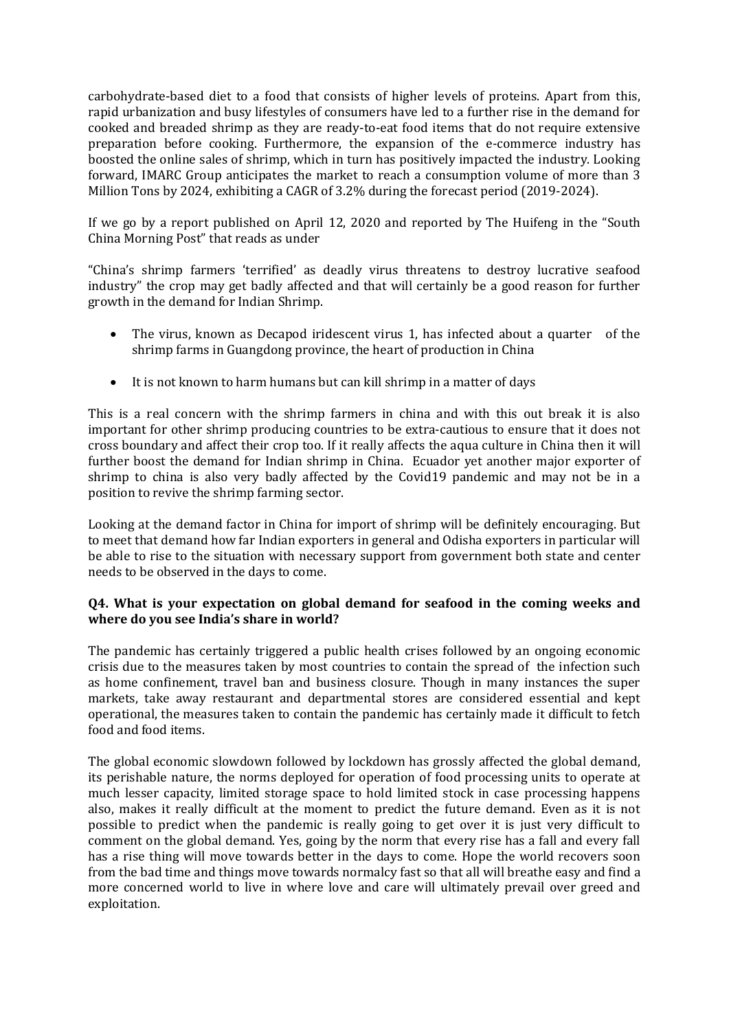carbohydrate-based diet to a food that consists of higher levels of proteins. Apart from this, rapid urbanization and busy lifestyles of consumers have led to a further rise in the demand for cooked and breaded shrimp as they are ready-to-eat food items that do not require extensive preparation before cooking. Furthermore, the expansion of the e-commerce industry has boosted the online sales of shrimp, which in turn has positively impacted the industry. Looking forward, IMARC Group anticipates the market to reach a consumption volume of more than 3 Million Tons by 2024, exhibiting a CAGR of 3.2% during the forecast period (2019-2024).

If we go by a report published on April 12, 2020 and reported by The Huifeng in the "South China Morning Post" that reads as under

"China's shrimp farmers 'terrified' as deadly virus threatens to destroy lucrative seafood industry" the crop may get badly affected and that will certainly be a good reason for further growth in the demand for Indian Shrimp.

- The virus, known as Decapod iridescent virus 1, has infected about a quarter of the shrimp farms in Guangdong province, the heart of production in China
- It is not known to harm humans but can kill shrimp in a matter of days

This is a real concern with the shrimp farmers in china and with this out break it is also important for other shrimp producing countries to be extra-cautious to ensure that it does not cross boundary and affect their crop too. If it really affects the aqua culture in China then it will further boost the demand for Indian shrimp in China. Ecuador yet another major exporter of shrimp to china is also very badly affected by the Covid19 pandemic and may not be in a position to revive the shrimp farming sector.

Looking at the demand factor in China for import of shrimp will be definitely encouraging. But to meet that demand how far Indian exporters in general and Odisha exporters in particular will be able to rise to the situation with necessary support from government both state and center needs to be observed in the days to come.

**Q4. What is your expectation on global demand for seafood in the coming weeks and where do you see India's share in world?**

The pandemic has certainly triggered a public health crises followed by an ongoing economic crisis due to the measures taken by most countries to contain the spread of the infection such as home confinement, travel ban and business closure. Though in many instances the super markets, take away restaurant and departmental stores are considered essential and kept operational, the measures taken to contain the pandemic has certainly made it difficult to fetch food and food items.

The global economic slowdown followed by lockdown has grossly affected the global demand, its perishable nature, the norms deployed for operation of food processing units to operate at much lesser capacity, limited storage space to hold limited stock in case processing happens also, makes it really difficult at the moment to predict the future demand. Even as it is not possible to predict when the pandemic is really going to get over it is just very difficult to comment on the global demand. Yes, going by the norm that every rise has a fall and every fall has a rise thing will move towards better in the days to come. Hope the world recovers soon from the bad time and things move towards normalcy fast so that all will breathe easy and find a more concerned world to live in where love and care will ultimately prevail over greed and exploitation.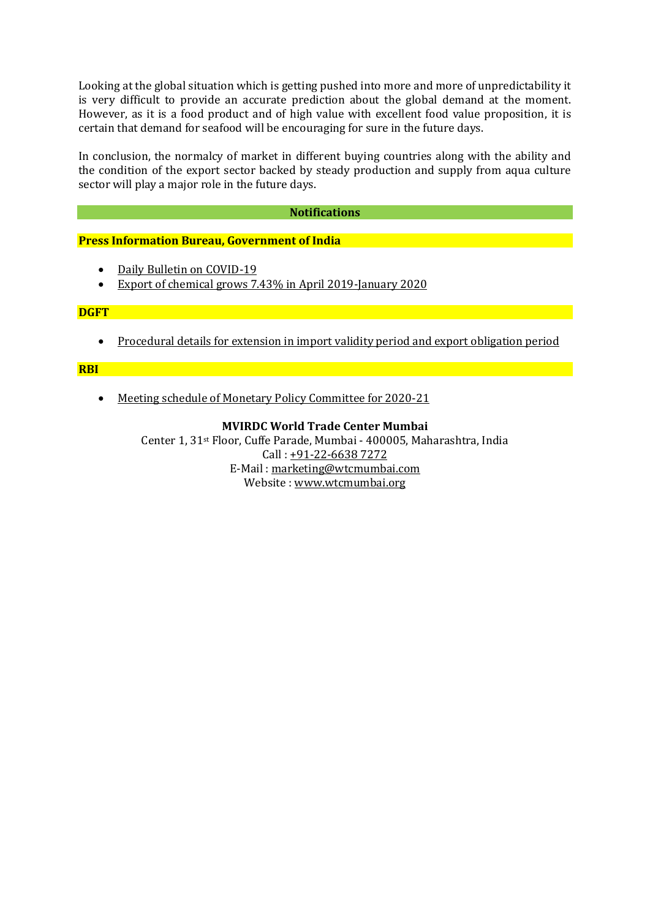Looking at the global situation which is getting pushed into more and more of unpredictability it is very difficult to provide an accurate prediction about the global demand at the moment. However, as it is a food product and of high value with excellent food value proposition, it is certain that demand for seafood will be encouraging for sure in the future days.

In conclusion, the normalcy of market in different buying countries along with the ability and the condition of the export sector backed by steady production and supply from aqua culture sector will play a major role in the future days.

## Notifications

### Press Information Bureau, Government of India

- Daily Bulletin on COVID-19
- Export of chemical grows 7.43% in April 2019-January 2020

### DGFT

- Procedural details for extension in import validity period and export obligation period

### RBI

- Meeting schedule of Monetary Policy Committee for 2020-21

**MVIRDC World Trade Center Mumbai**
Center 1, 31st Floor, Cuffe Parade, Mumbai - 400005, Maharashtra, India
Call : +91-22-6638 7272
E-Mail : marketing@wtcmumbai.com
Website : www.wtcmumbai.org